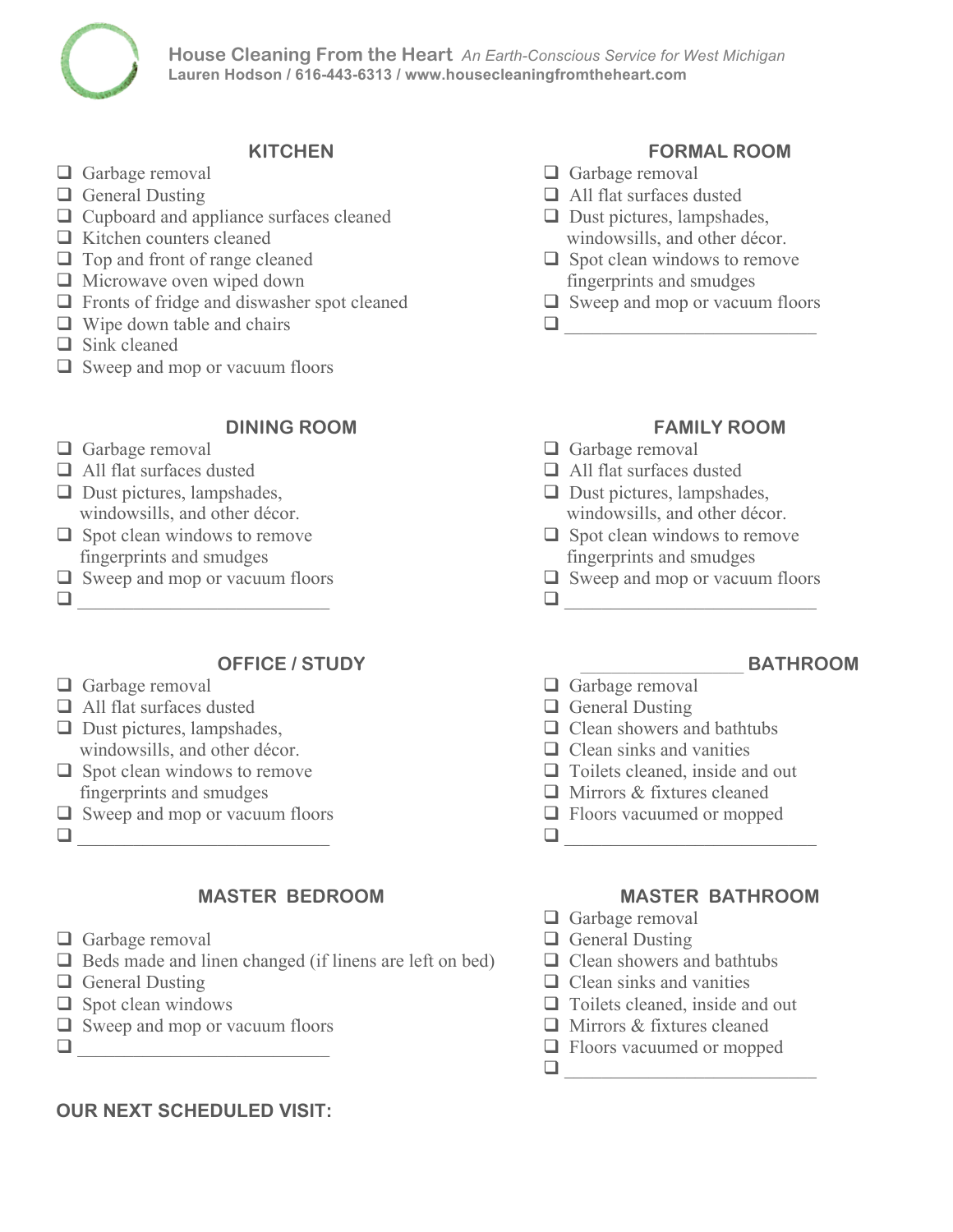**House Cleaning From the Heart** *An Earth-Conscious Service for West Michigan*
**Lauren Hodson / 616-443-6313 / www.housecleaningfromtheheart.com**

## KITCHEN

- [ ] Garbage removal
- [ ] General Dusting
- [ ] Cupboard and appliance surfaces cleaned
- [ ] Kitchen counters cleaned
- [ ] Top and front of range cleaned
- [ ] Microwave oven wiped down
- [ ] Fronts of fridge and diswasher spot cleaned
- [ ] Wipe down table and chairs
- [ ] Sink cleaned
- [ ] Sweep and mop or vacuum floors

## FORMAL ROOM

- [ ] Garbage removal
- [ ] All flat surfaces dusted
- [ ] Dust pictures, lampshades, windowsills, and other décor.
- [ ] Spot clean windows to remove fingerprints and smudges
- [ ] Sweep and mop or vacuum floors
- [ ] ____________________________

## DINING ROOM

- [ ] Garbage removal
- [ ] All flat surfaces dusted
- [ ] Dust pictures, lampshades, windowsills, and other décor.
- [ ] Spot clean windows to remove fingerprints and smudges
- [ ] Sweep and mop or vacuum floors
- [ ] ____________________________

## FAMILY ROOM

- [ ] Garbage removal
- [ ] All flat surfaces dusted
- [ ] Dust pictures, lampshades, windowsills, and other décor.
- [ ] Spot clean windows to remove fingerprints and smudges
- [ ] Sweep and mop or vacuum floors
- [ ] ____________________________

## OFFICE / STUDY

- [ ] Garbage removal
- [ ] All flat surfaces dusted
- [ ] Dust pictures, lampshades, windowsills, and other décor.
- [ ] Spot clean windows to remove fingerprints and smudges
- [ ] Sweep and mop or vacuum floors
- [ ] ____________________________

## __________________ BATHROOM

- [ ] Garbage removal
- [ ] General Dusting
- [ ] Clean showers and bathtubs
- [ ] Clean sinks and vanities
- [ ] Toilets cleaned, inside and out
- [ ] Mirrors & fixtures cleaned
- [ ] Floors vacuumed or mopped
- [ ] ____________________________

## MASTER BEDROOM

- [ ] Garbage removal
- [ ] Beds made and linen changed (if linens are left on bed)
- [ ] General Dusting
- [ ] Spot clean windows
- [ ] Sweep and mop or vacuum floors
- [ ] ____________________________

## MASTER BATHROOM

- [ ] Garbage removal
- [ ] General Dusting
- [ ] Clean showers and bathtubs
- [ ] Clean sinks and vanities
- [ ] Toilets cleaned, inside and out
- [ ] Mirrors & fixtures cleaned
- [ ] Floors vacuumed or mopped
- [ ] ____________________________

**OUR NEXT SCHEDULED VISIT:**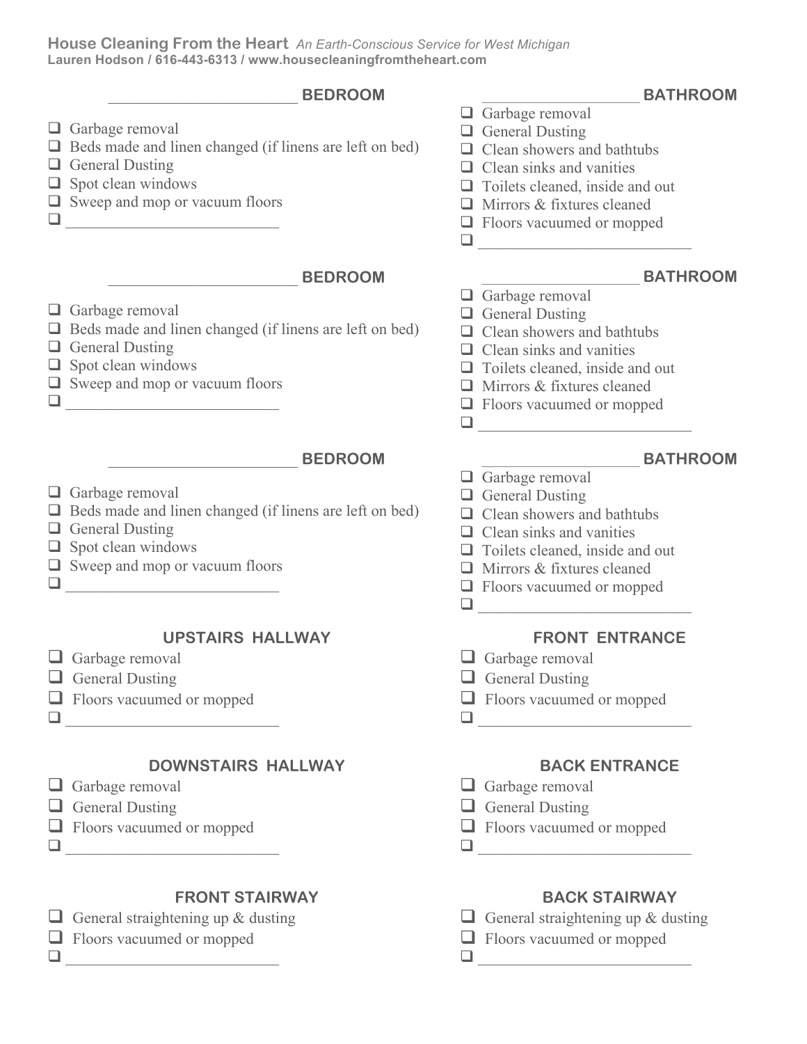**House Cleaning From the Heart** *An Earth-Conscious Service for West Michigan*
**Lauren Hodson / 616-443-6313 / www.housecleaningfromtheheart.com**

### _______________________ BEDROOM

- ❑ Garbage removal
- ❑ Beds made and linen changed (if linens are left on bed)
- ❑ General Dusting
- ❑ Spot clean windows
- ❑ Sweep and mop or vacuum floors
- ❑ ___________________________

### _______________________ BEDROOM

- ❑ Garbage removal
- ❑ Beds made and linen changed (if linens are left on bed)
- ❑ General Dusting
- ❑ Spot clean windows
- ❑ Sweep and mop or vacuum floors
- ❑ ___________________________

### _______________________ BEDROOM

- ❑ Garbage removal
- ❑ Beds made and linen changed (if linens are left on bed)
- ❑ General Dusting
- ❑ Spot clean windows
- ❑ Sweep and mop or vacuum floors
- ❑ ___________________________

### UPSTAIRS HALLWAY

- ❑ Garbage removal
- ❑ General Dusting
- ❑ Floors vacuumed or mopped
- ❑ ___________________________

### DOWNSTAIRS HALLWAY

- ❑ Garbage removal
- ❑ General Dusting
- ❑ Floors vacuumed or mopped
- ❑ ___________________________

### FRONT STAIRWAY

- ❑ General straightening up & dusting
- ❑ Floors vacuumed or mopped
- ❑ ___________________________

### ___________________ BATHROOM

- ❑ Garbage removal
- ❑ General Dusting
- ❑ Clean showers and bathtubs
- ❑ Clean sinks and vanities
- ❑ Toilets cleaned, inside and out
- ❑ Mirrors & fixtures cleaned
- ❑ Floors vacuumed or mopped
- ❑ ___________________________

### ___________________ BATHROOM

- ❑ Garbage removal
- ❑ General Dusting
- ❑ Clean showers and bathtubs
- ❑ Clean sinks and vanities
- ❑ Toilets cleaned, inside and out
- ❑ Mirrors & fixtures cleaned
- ❑ Floors vacuumed or mopped
- ❑ ___________________________

### ___________________ BATHROOM

- ❑ Garbage removal
- ❑ General Dusting
- ❑ Clean showers and bathtubs
- ❑ Clean sinks and vanities
- ❑ Toilets cleaned, inside and out
- ❑ Mirrors & fixtures cleaned
- ❑ Floors vacuumed or mopped
- ❑ ___________________________

### FRONT ENTRANCE

- ❑ Garbage removal
- ❑ General Dusting
- ❑ Floors vacuumed or mopped
- ❑ ___________________________

### BACK ENTRANCE

- ❑ Garbage removal
- ❑ General Dusting
- ❑ Floors vacuumed or mopped
- ❑ ___________________________

### BACK STAIRWAY

- ❑ General straightening up & dusting
- ❑ Floors vacuumed or mopped
- ❑ ___________________________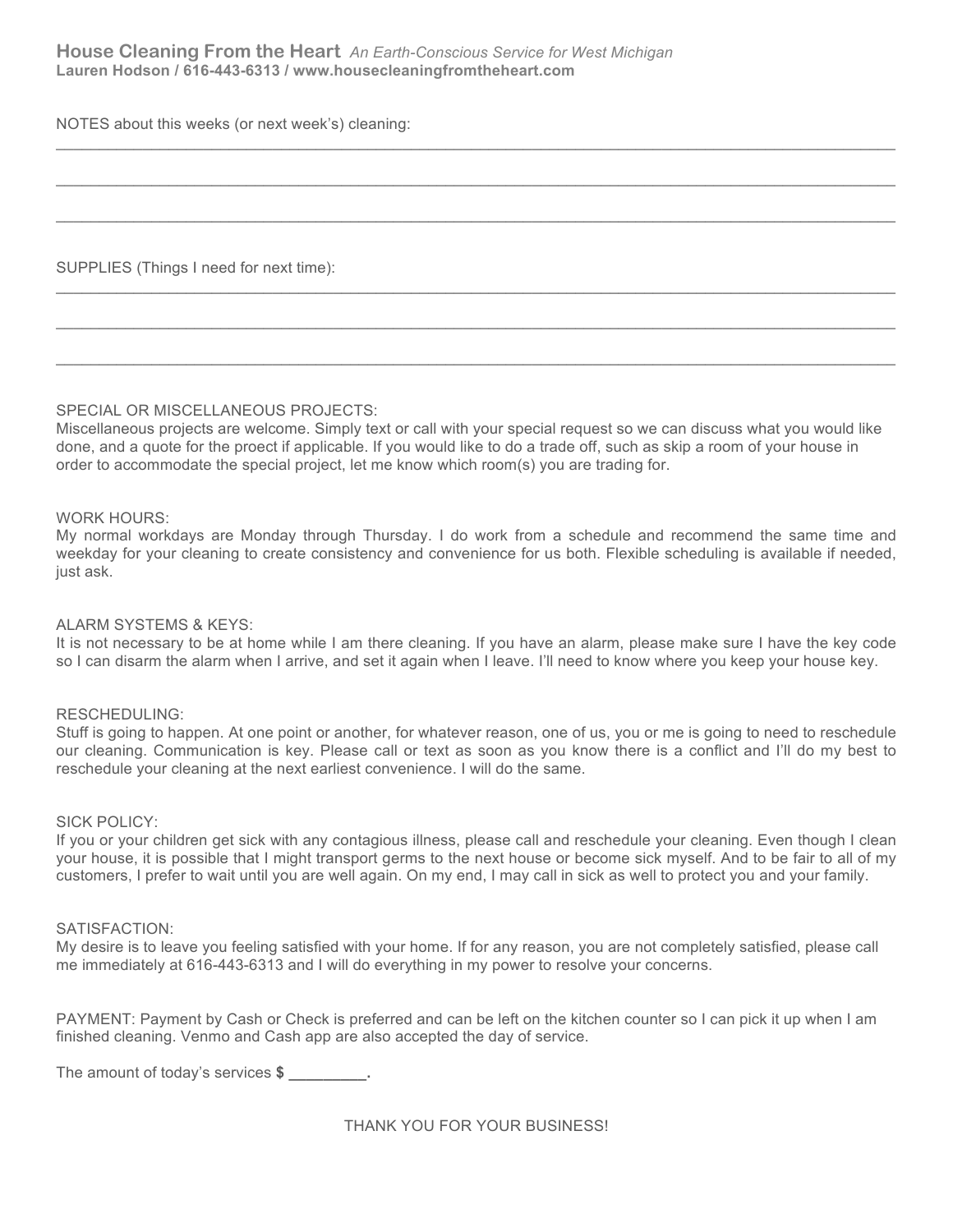**House Cleaning From the Heart** *An Earth-Conscious Service for West Michigan*
**Lauren Hodson / 616-443-6313 / www.housecleaningfromtheheart.com**

NOTES about this weeks (or next week's) cleaning:

\_\_\_\_\_\_\_\_\_\_\_\_\_\_\_\_\_\_\_\_\_\_\_\_\_\_\_\_\_\_\_\_\_\_\_\_\_\_\_\_\_\_\_\_\_\_\_\_\_\_\_\_\_\_\_\_\_\_\_\_\_\_\_\_\_\_\_\_\_\_\_\_\_\_\_\_

\_\_\_\_\_\_\_\_\_\_\_\_\_\_\_\_\_\_\_\_\_\_\_\_\_\_\_\_\_\_\_\_\_\_\_\_\_\_\_\_\_\_\_\_\_\_\_\_\_\_\_\_\_\_\_\_\_\_\_\_\_\_\_\_\_\_\_\_\_\_\_\_\_\_\_\_

\_\_\_\_\_\_\_\_\_\_\_\_\_\_\_\_\_\_\_\_\_\_\_\_\_\_\_\_\_\_\_\_\_\_\_\_\_\_\_\_\_\_\_\_\_\_\_\_\_\_\_\_\_\_\_\_\_\_\_\_\_\_\_\_\_\_\_\_\_\_\_\_\_\_\_\_

SUPPLIES (Things I need for next time):

\_\_\_\_\_\_\_\_\_\_\_\_\_\_\_\_\_\_\_\_\_\_\_\_\_\_\_\_\_\_\_\_\_\_\_\_\_\_\_\_\_\_\_\_\_\_\_\_\_\_\_\_\_\_\_\_\_\_\_\_\_\_\_\_\_\_\_\_\_\_\_\_\_\_\_\_

\_\_\_\_\_\_\_\_\_\_\_\_\_\_\_\_\_\_\_\_\_\_\_\_\_\_\_\_\_\_\_\_\_\_\_\_\_\_\_\_\_\_\_\_\_\_\_\_\_\_\_\_\_\_\_\_\_\_\_\_\_\_\_\_\_\_\_\_\_\_\_\_\_\_\_\_

\_\_\_\_\_\_\_\_\_\_\_\_\_\_\_\_\_\_\_\_\_\_\_\_\_\_\_\_\_\_\_\_\_\_\_\_\_\_\_\_\_\_\_\_\_\_\_\_\_\_\_\_\_\_\_\_\_\_\_\_\_\_\_\_\_\_\_\_\_\_\_\_\_\_\_\_

SPECIAL OR MISCELLANEOUS PROJECTS:
Miscellaneous projects are welcome. Simply text or call with your special request so we can discuss what you would like done, and a quote for the proect if applicable. If you would like to do a trade off, such as skip a room of your house in order to accommodate the special project, let me know which room(s) you are trading for.

WORK HOURS:
My normal workdays are Monday through Thursday. I do work from a schedule and recommend the same time and weekday for your cleaning to create consistency and convenience for us both. Flexible scheduling is available if needed, just ask.

ALARM SYSTEMS & KEYS:
It is not necessary to be at home while I am there cleaning. If you have an alarm, please make sure I have the key code so I can disarm the alarm when I arrive, and set it again when I leave. I'll need to know where you keep your house key.

RESCHEDULING:
Stuff is going to happen. At one point or another, for whatever reason, one of us, you or me is going to need to reschedule our cleaning. Communication is key. Please call or text as soon as you know there is a conflict and I'll do my best to reschedule your cleaning at the next earliest convenience. I will do the same.

SICK POLICY:
If you or your children get sick with any contagious illness, please call and reschedule your cleaning. Even though I clean your house, it is possible that I might transport germs to the next house or become sick myself. And to be fair to all of my customers, I prefer to wait until you are well again. On my end, I may call in sick as well to protect you and your family.

SATISFACTION:
My desire is to leave you feeling satisfied with your home. If for any reason, you are not completely satisfied, please call me immediately at 616-443-6313 and I will do everything in my power to resolve your concerns.

PAYMENT: Payment by Cash or Check is preferred and can be left on the kitchen counter so I can pick it up when I am finished cleaning. Venmo and Cash app are also accepted the day of service.

The amount of today's services **$ \_\_\_\_\_\_\_\_\_.**

THANK YOU FOR YOUR BUSINESS!